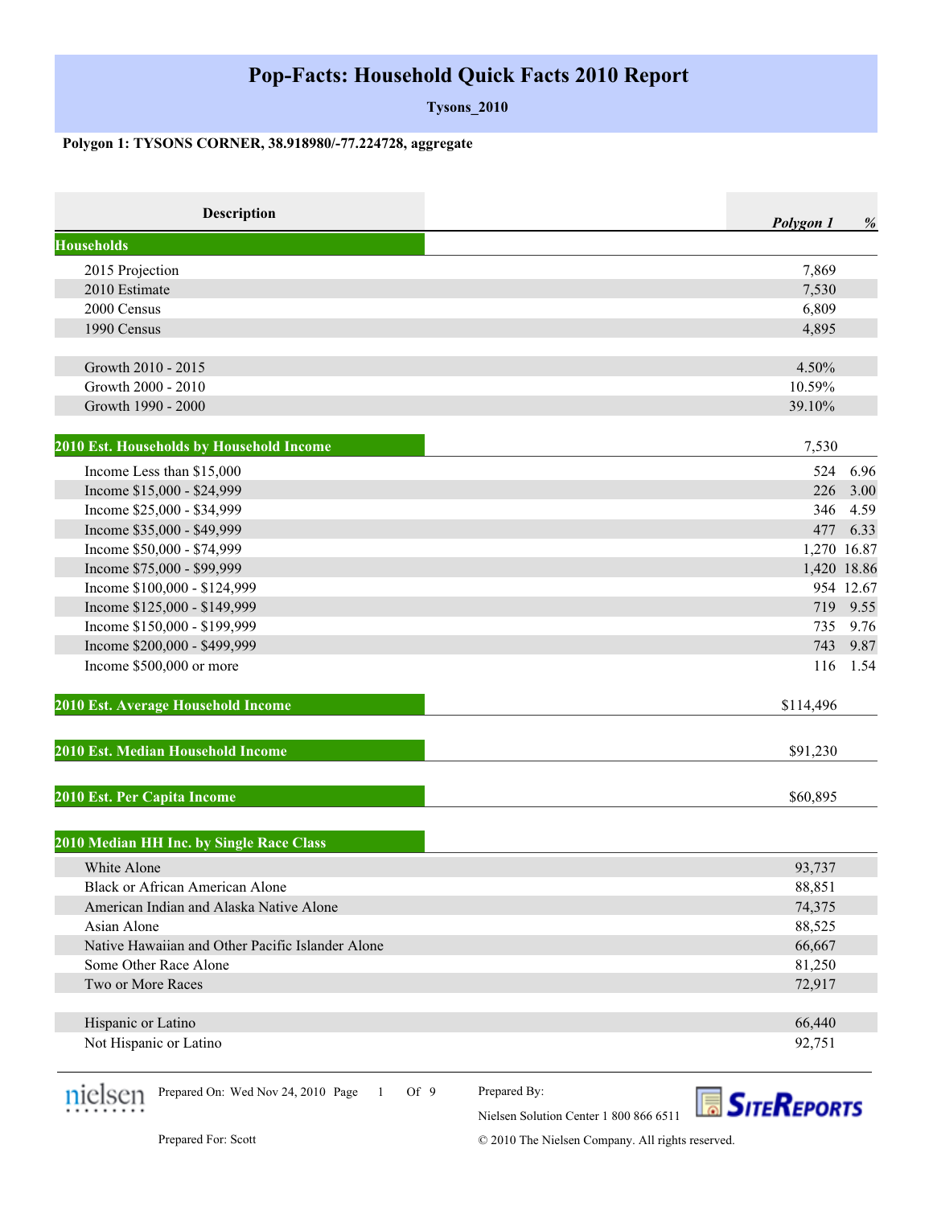# Pop-Facts: Household Quick Facts 2010 Report

**Tysons_2010**

**Polygon 1: TYSONS CORNER, 38.918980/-77.224728, aggregate**

| Description | *Polygon 1* | *%* |
|---|---|---|
| **Households** | | |
| 2015 Projection | 7,869 | |
| 2010 Estimate | 7,530 | |
| 2000 Census | 6,809 | |
| 1990 Census | 4,895 | |
| | | |
| Growth 2010 - 2015 | 4.50% | |
| Growth 2000 - 2010 | 10.59% | |
| Growth 1990 - 2000 | 39.10% | |
| | | |
| **2010 Est. Households by Household Income** | 7,530 | |
| Income Less than $15,000 | 524 | 6.96 |
| Income $15,000 - $24,999 | 226 | 3.00 |
| Income $25,000 - $34,999 | 346 | 4.59 |
| Income $35,000 - $49,999 | 477 | 6.33 |
| Income $50,000 - $74,999 | 1,270 | 16.87 |
| Income $75,000 - $99,999 | 1,420 | 18.86 |
| Income $100,000 - $124,999 | 954 | 12.67 |
| Income $125,000 - $149,999 | 719 | 9.55 |
| Income $150,000 - $199,999 | 735 | 9.76 |
| Income $200,000 - $499,999 | 743 | 9.87 |
| Income $500,000 or more | 116 | 1.54 |
| | | |
| **2010 Est. Average Household Income** | $114,496 | |
| | | |
| **2010 Est. Median Household Income** | $91,230 | |
| | | |
| **2010 Est. Per Capita Income** | $60,895 | |
| | | |
| **2010 Median HH Inc. by Single Race Class** | | |
| White Alone | 93,737 | |
| Black or African American Alone | 88,851 | |
| American Indian and Alaska Native Alone | 74,375 | |
| Asian Alone | 88,525 | |
| Native Hawaiian and Other Pacific Islander Alone | 66,667 | |
| Some Other Race Alone | 81,250 | |
| Two or More Races | 72,917 | |
| | | |
| Hispanic or Latino | 66,440 | |
| Not Hispanic or Latino | 92,751 | |

Prepared On: Wed Nov 24, 2010

Prepared For: Scott

Prepared By:

Nielsen Solution Center 1 800 866 6511

© 2010 The Nielsen Company. All rights reserved.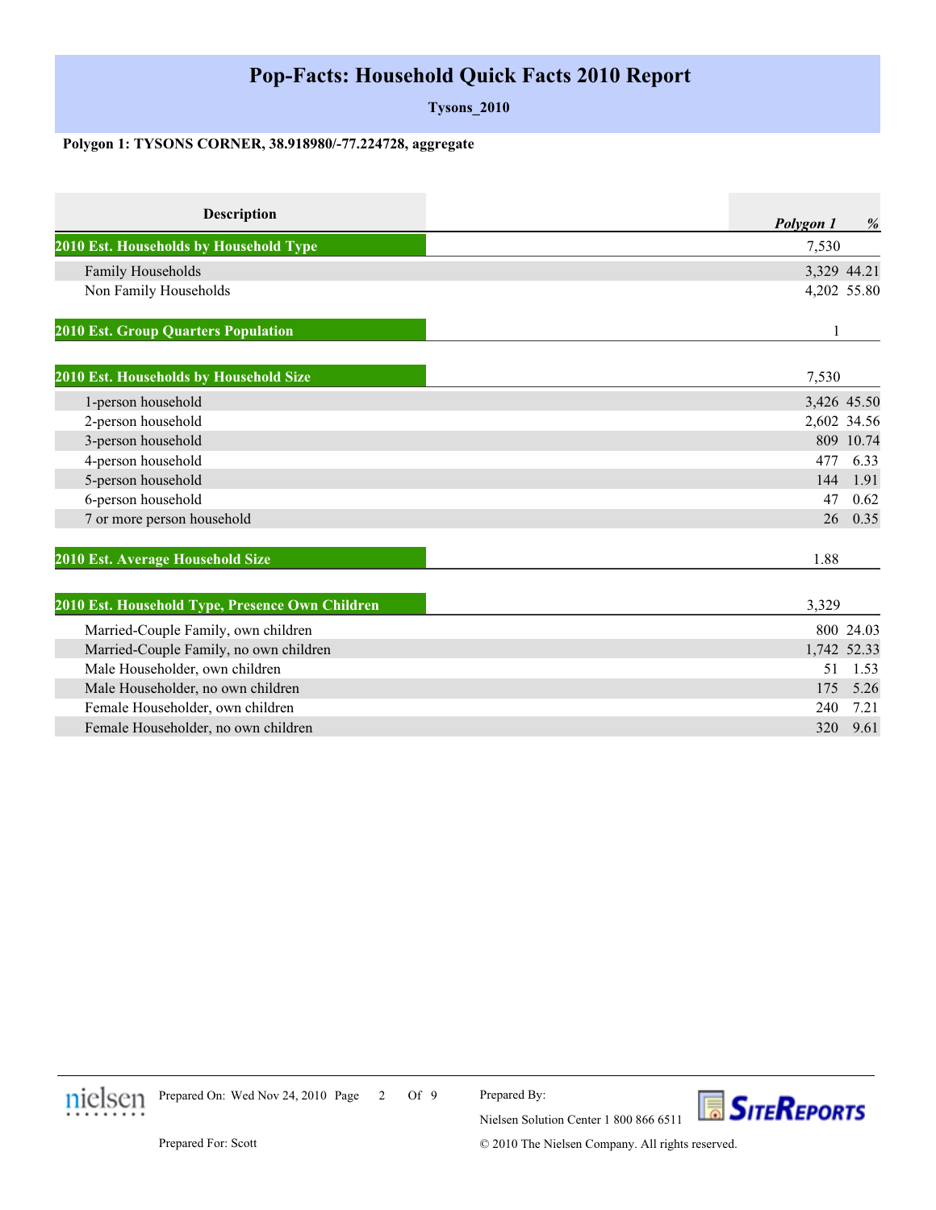# Pop-Facts: Household Quick Facts 2010 Report

**Tysons_2010**

**Polygon 1: TYSONS CORNER, 38.918980/-77.224728, aggregate**

| Description | *Polygon 1* | *%* |
|---|---|---|
| **2010 Est. Households by Household Type** | 7,530 | |
| Family Households | 3,329 | 44.21 |
| Non Family Households | 4,202 | 55.80 |
| **2010 Est. Group Quarters Population** | 1 | |
| **2010 Est. Households by Household Size** | 7,530 | |
| 1-person household | 3,426 | 45.50 |
| 2-person household | 2,602 | 34.56 |
| 3-person household | 809 | 10.74 |
| 4-person household | 477 | 6.33 |
| 5-person household | 144 | 1.91 |
| 6-person household | 47 | 0.62 |
| 7 or more person household | 26 | 0.35 |
| **2010 Est. Average Household Size** | 1.88 | |
| **2010 Est. Household Type, Presence Own Children** | 3,329 | |
| Married-Couple Family, own children | 800 | 24.03 |
| Married-Couple Family, no own children | 1,742 | 52.33 |
| Male Householder, own children | 51 | 1.53 |
| Male Householder, no own children | 175 | 5.26 |
| Female Householder, own children | 240 | 7.21 |
| Female Householder, no own children | 320 | 9.61 |

Prepared On: Wed Nov 24, 2010

Prepared For: Scott

Prepared By:

Nielsen Solution Center 1 800 866 6511

© 2010 The Nielsen Company. All rights reserved.